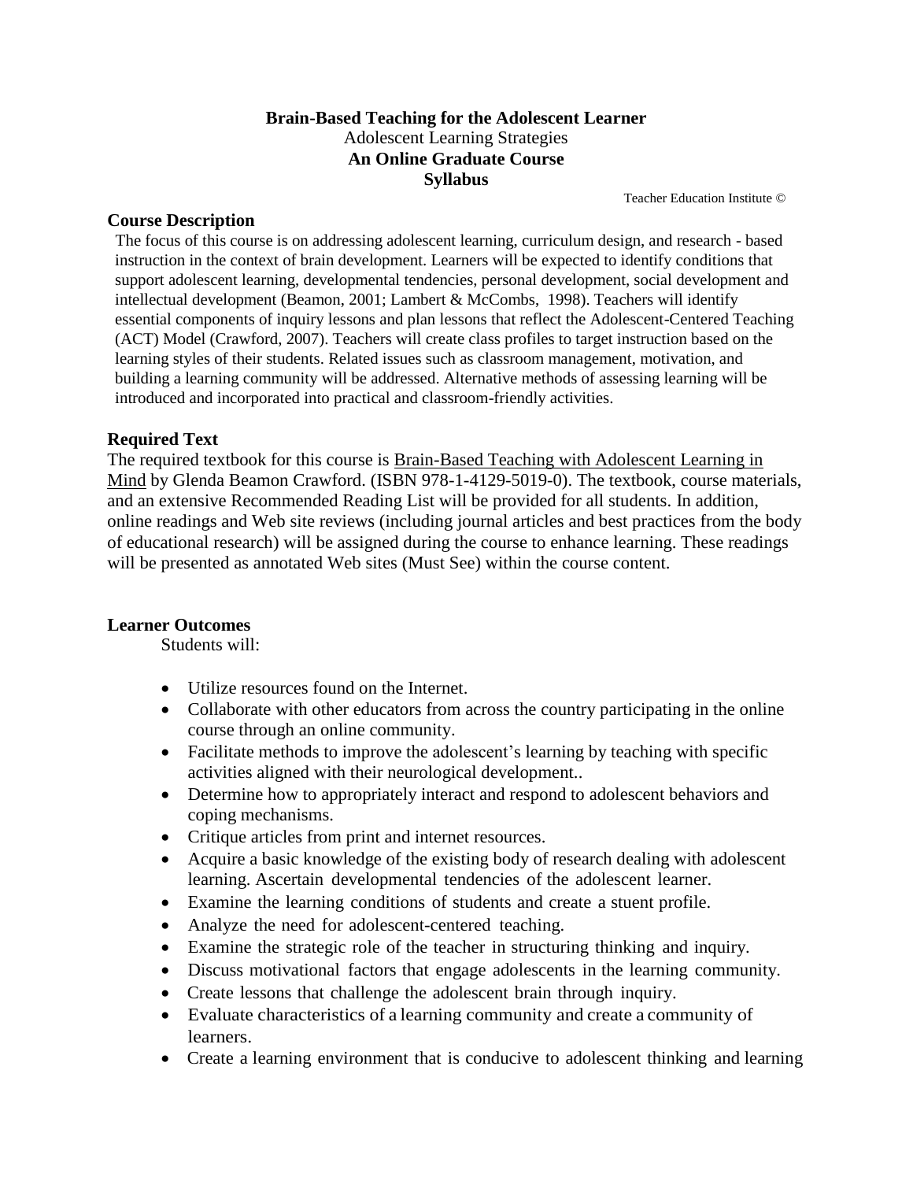**Brain-Based Teaching for the Adolescent Learner**
Adolescent Learning Strategies
**An Online Graduate Course**
**Syllabus**

Teacher Education Institute ©

## Course Description

The focus of this course is on addressing adolescent learning, curriculum design, and research - based instruction in the context of brain development. Learners will be expected to identify conditions that support adolescent learning, developmental tendencies, personal development, social development and intellectual development (Beamon, 2001; Lambert & McCombs, 1998). Teachers will identify essential components of inquiry lessons and plan lessons that reflect the Adolescent-Centered Teaching (ACT) Model (Crawford, 2007). Teachers will create class profiles to target instruction based on the learning styles of their students. Related issues such as classroom management, motivation, and building a learning community will be addressed. Alternative methods of assessing learning will be introduced and incorporated into practical and classroom-friendly activities.

## Required Text

The required textbook for this course is Brain-Based Teaching with Adolescent Learning in Mind by Glenda Beamon Crawford. (ISBN 978-1-4129-5019-0). The textbook, course materials, and an extensive Recommended Reading List will be provided for all students. In addition, online readings and Web site reviews (including journal articles and best practices from the body of educational research) will be assigned during the course to enhance learning. These readings will be presented as annotated Web sites (Must See) within the course content.

## Learner Outcomes

Students will:

- Utilize resources found on the Internet.
- Collaborate with other educators from across the country participating in the online course through an online community.
- Facilitate methods to improve the adolescent's learning by teaching with specific activities aligned with their neurological development..
- Determine how to appropriately interact and respond to adolescent behaviors and coping mechanisms.
- Critique articles from print and internet resources.
- Acquire a basic knowledge of the existing body of research dealing with adolescent learning. Ascertain developmental tendencies of the adolescent learner.
- Examine the learning conditions of students and create a stuent profile.
- Analyze the need for adolescent-centered teaching.
- Examine the strategic role of the teacher in structuring thinking and inquiry.
- Discuss motivational factors that engage adolescents in the learning community.
- Create lessons that challenge the adolescent brain through inquiry.
- Evaluate characteristics of a learning community and create a community of learners.
- Create a learning environment that is conducive to adolescent thinking and learning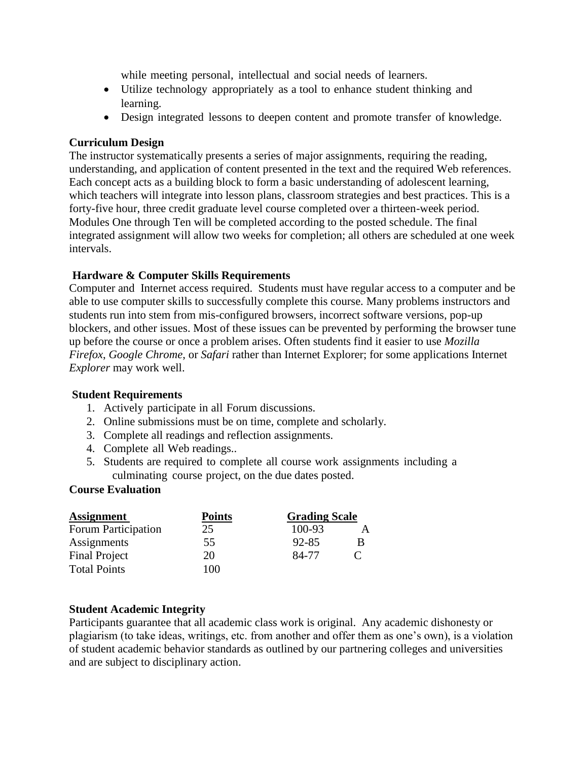while meeting personal, intellectual and social needs of learners.

- Utilize technology appropriately as a tool to enhance student thinking and learning.
- Design integrated lessons to deepen content and promote transfer of knowledge.

**Curriculum Design**

The instructor systematically presents a series of major assignments, requiring the reading, understanding, and application of content presented in the text and the required Web references. Each concept acts as a building block to form a basic understanding of adolescent learning, which teachers will integrate into lesson plans, classroom strategies and best practices. This is a forty-five hour, three credit graduate level course completed over a thirteen-week period. Modules One through Ten will be completed according to the posted schedule. The final integrated assignment will allow two weeks for completion; all others are scheduled at one week intervals.

**Hardware & Computer Skills Requirements**

Computer and Internet access required. Students must have regular access to a computer and be able to use computer skills to successfully complete this course. Many problems instructors and students run into stem from mis-configured browsers, incorrect software versions, pop-up blockers, and other issues. Most of these issues can be prevented by performing the browser tune up before the course or once a problem arises. Often students find it easier to use *Mozilla Firefox, Google Chrome*, or *Safari* rather than Internet Explorer; for some applications Internet *Explorer* may work well.

**Student Requirements**

1. Actively participate in all Forum discussions.
2. Online submissions must be on time, complete and scholarly.
3. Complete all readings and reflection assignments.
4. Complete all Web readings..
5. Students are required to complete all course work assignments including a culminating course project, on the due dates posted.

**Course Evaluation**

| Assignment | Points | Grading Scale | |
|---|---|---|---|
| Forum Participation | 25 | 100-93 | A |
| Assignments | 55 | 92-85 | B |
| Final Project | 20 | 84-77 | C |
| Total Points | 100 | | |

**Student Academic Integrity**

Participants guarantee that all academic class work is original. Any academic dishonesty or plagiarism (to take ideas, writings, etc. from another and offer them as one's own), is a violation of student academic behavior standards as outlined by our partnering colleges and universities and are subject to disciplinary action.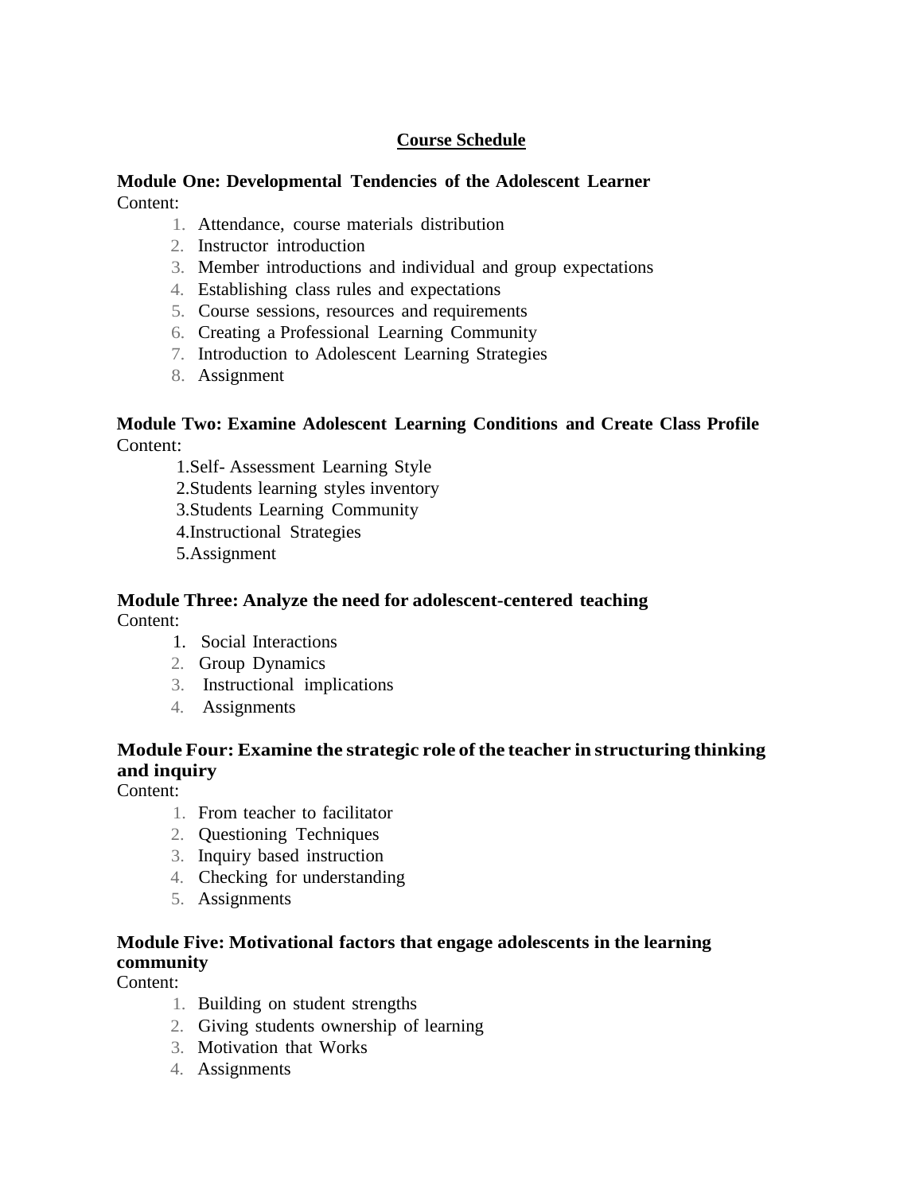## Course Schedule

**Module One: Developmental Tendencies of the Adolescent Learner**
Content:

1. Attendance, course materials distribution
2. Instructor introduction
3. Member introductions and individual and group expectations
4. Establishing class rules and expectations
5. Course sessions, resources and requirements
6. Creating a Professional Learning Community
7. Introduction to Adolescent Learning Strategies
8. Assignment

**Module Two: Examine Adolescent Learning Conditions and Create Class Profile**
Content:

1. Self- Assessment Learning Style
2. Students learning styles inventory
3. Students Learning Community
4. Instructional Strategies
5. Assignment

**Module Three: Analyze the need for adolescent-centered teaching**
Content:

1. Social Interactions
2. Group Dynamics
3. Instructional implications
4. Assignments

**Module Four: Examine the strategic role of the teacher in structuring thinking and inquiry**
Content:

1. From teacher to facilitator
2. Questioning Techniques
3. Inquiry based instruction
4. Checking for understanding
5. Assignments

**Module Five: Motivational factors that engage adolescents in the learning community**
Content:

1. Building on student strengths
2. Giving students ownership of learning
3. Motivation that Works
4. Assignments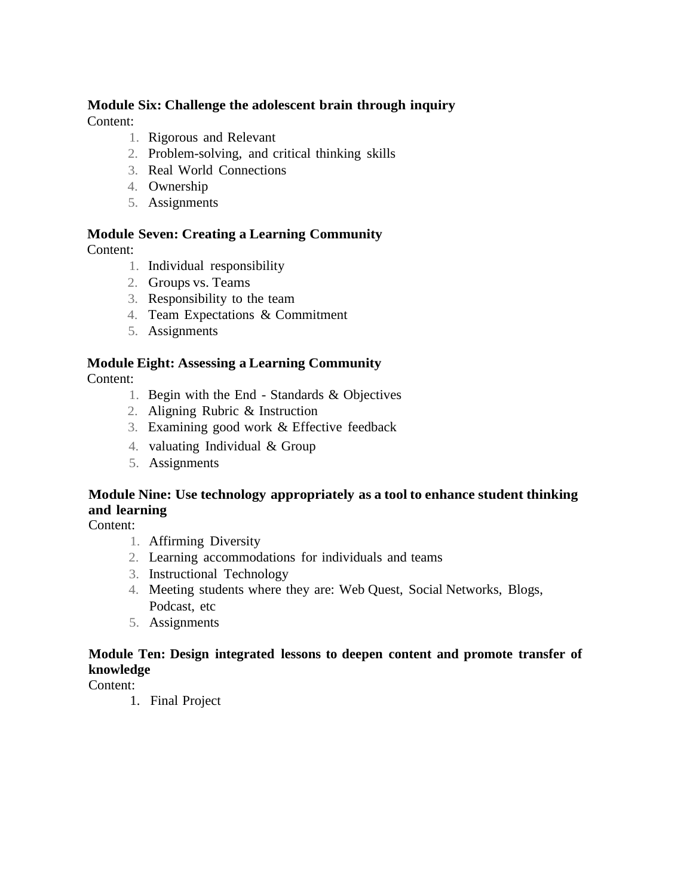**Module Six: Challenge the adolescent brain through inquiry**

Content:

1. Rigorous and Relevant
2. Problem-solving, and critical thinking skills
3. Real World Connections
4. Ownership
5. Assignments

**Module Seven: Creating a Learning Community**

Content:

1. Individual responsibility
2. Groups vs. Teams
3. Responsibility to the team
4. Team Expectations & Commitment
5. Assignments

**Module Eight: Assessing a Learning Community**

Content:

1. Begin with the End - Standards & Objectives
2. Aligning Rubric & Instruction
3. Examining good work & Effective feedback
4. valuating Individual & Group
5. Assignments

**Module Nine: Use technology appropriately as a tool to enhance student thinking and learning**

Content:

1. Affirming Diversity
2. Learning accommodations for individuals and teams
3. Instructional Technology
4. Meeting students where they are: Web Quest, Social Networks, Blogs, Podcast, etc
5. Assignments

**Module Ten: Design integrated lessons to deepen content and promote transfer of knowledge**

Content:

1. Final Project